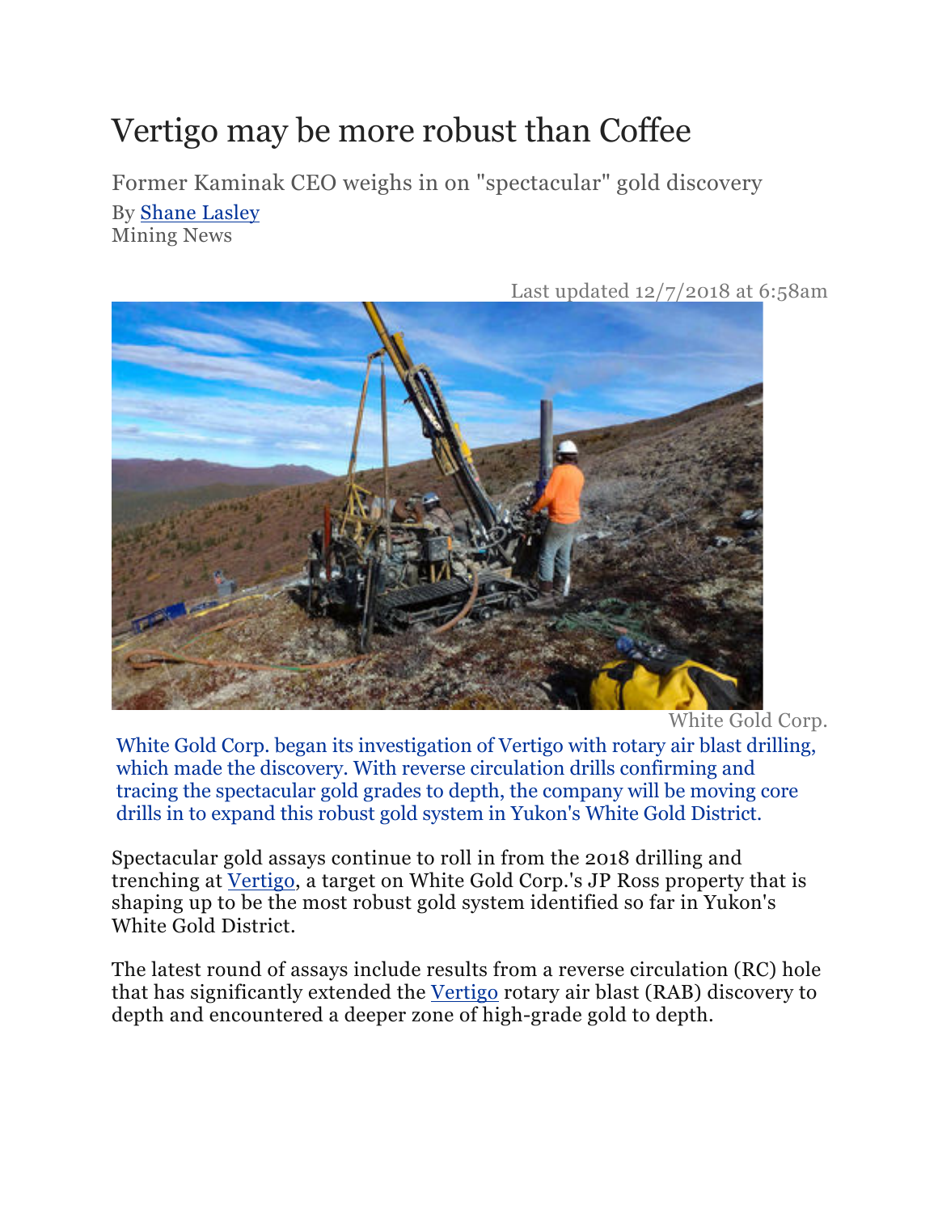# Vertigo may be more robust than Coffee

Former Kaminak CEO weighs in on "spectacular" gold discovery

By Shane Lasley
Mining News

Last updated 12/7/2018 at 6:58am

White Gold Corp.

White Gold Corp. began its investigation of Vertigo with rotary air blast drilling, which made the discovery. With reverse circulation drills confirming and tracing the spectacular gold grades to depth, the company will be moving core drills in to expand this robust gold system in Yukon's White Gold District.

Spectacular gold assays continue to roll in from the 2018 drilling and trenching at Vertigo, a target on White Gold Corp.'s JP Ross property that is shaping up to be the most robust gold system identified so far in Yukon's White Gold District.

The latest round of assays include results from a reverse circulation (RC) hole that has significantly extended the Vertigo rotary air blast (RAB) discovery to depth and encountered a deeper zone of high-grade gold to depth.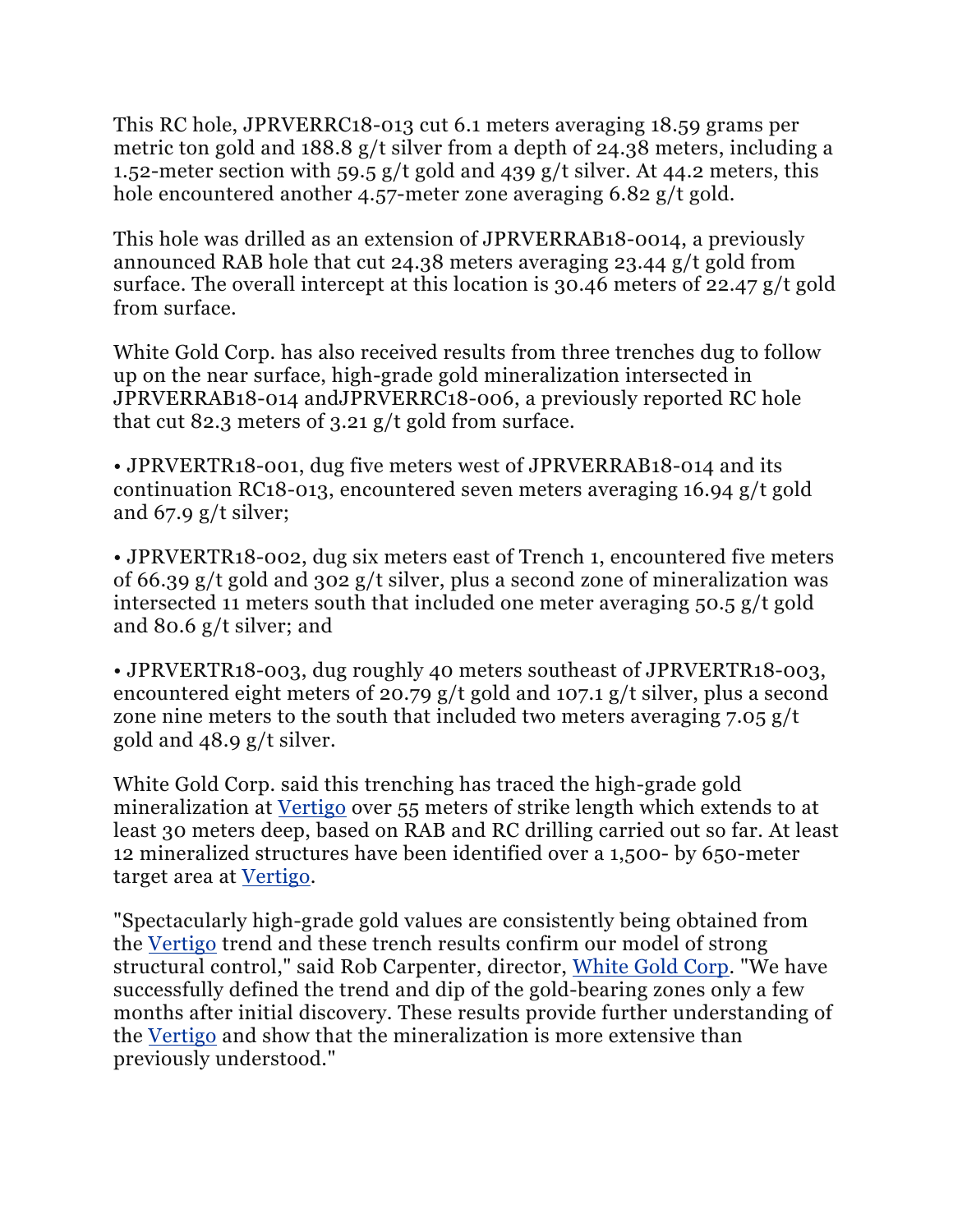This RC hole, JPRVERRC18-013 cut 6.1 meters averaging 18.59 grams per metric ton gold and 188.8 g/t silver from a depth of 24.38 meters, including a 1.52-meter section with 59.5 g/t gold and 439 g/t silver. At 44.2 meters, this hole encountered another 4.57-meter zone averaging 6.82 g/t gold.

This hole was drilled as an extension of JPRVERRAB18-0014, a previously announced RAB hole that cut 24.38 meters averaging 23.44 g/t gold from surface. The overall intercept at this location is 30.46 meters of 22.47 g/t gold from surface.

White Gold Corp. has also received results from three trenches dug to follow up on the near surface, high-grade gold mineralization intersected in JPRVERRAB18-014 andJPRVERRC18-006, a previously reported RC hole that cut 82.3 meters of 3.21 g/t gold from surface.

• JPRVERTR18-001, dug five meters west of JPRVERRAB18-014 and its continuation RC18-013, encountered seven meters averaging 16.94 g/t gold and 67.9 g/t silver;

• JPRVERTR18-002, dug six meters east of Trench 1, encountered five meters of 66.39 g/t gold and 302 g/t silver, plus a second zone of mineralization was intersected 11 meters south that included one meter averaging 50.5 g/t gold and 80.6 g/t silver; and

• JPRVERTR18-003, dug roughly 40 meters southeast of JPRVERTR18-003, encountered eight meters of 20.79 g/t gold and 107.1 g/t silver, plus a second zone nine meters to the south that included two meters averaging 7.05 g/t gold and 48.9 g/t silver.

White Gold Corp. said this trenching has traced the high-grade gold mineralization at Vertigo over 55 meters of strike length which extends to at least 30 meters deep, based on RAB and RC drilling carried out so far. At least 12 mineralized structures have been identified over a 1,500- by 650-meter target area at Vertigo.

"Spectacularly high-grade gold values are consistently being obtained from the Vertigo trend and these trench results confirm our model of strong structural control," said Rob Carpenter, director, White Gold Corp. "We have successfully defined the trend and dip of the gold-bearing zones only a few months after initial discovery. These results provide further understanding of the Vertigo and show that the mineralization is more extensive than previously understood."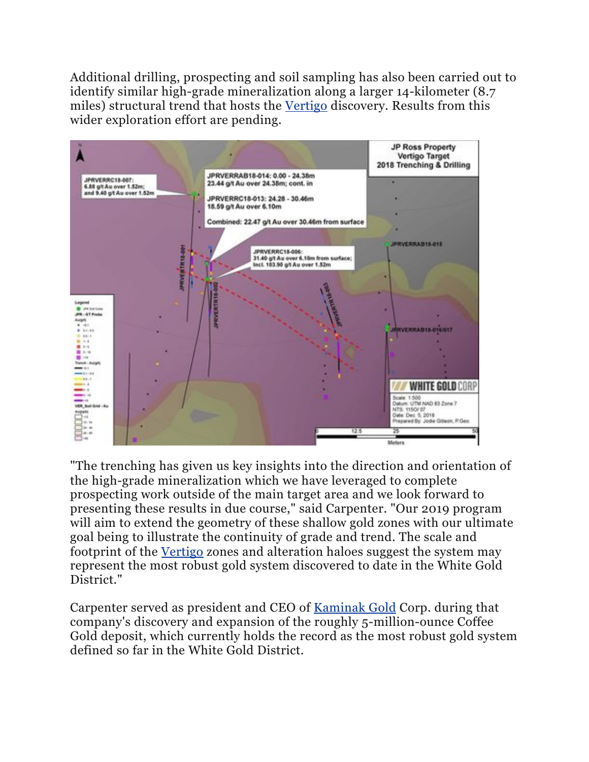Additional drilling, prospecting and soil sampling has also been carried out to identify similar high-grade mineralization along a larger 14-kilometer (8.7 miles) structural trend that hosts the Vertigo discovery. Results from this wider exploration effort are pending.

JP Ross Property
Vertigo Target
2018 Trenching & Drilling

JPRVERRC18-007:
6.88 g/t Au over 1.52m;
and 9.40 g/t Au over 1.52m

JPRVERRAB18-014: 0.00 - 24.38m
23.44 g/t Au over 24.38m; cont. in

JPRVERRC18-013: 24.28 - 30.46m
18.59 g/t Au over 6.10m

Combined: 22.47 g/t Au over 30.46m from surface

JPRVERRC18-006:
31.40 g/t Au over 6.10m from surface;
incl. 103.90 g/t Au over 1.52m

JPRVERRAB18-015

JPRVERRAB18-016/017

JPRVERTR18-001

JPRVERTR18-002

JPRVERTR18-003

WHITE GOLD CORP

Scale: 1:500
Datum: UTM NAD 83 Zone 7
NTS: 115O/07
Date: Dec. 5, 2018
Prepared By: Jodie Gibson, P.Geo.

0 12.5 25 50
Meters

"The trenching has given us key insights into the direction and orientation of the high-grade mineralization which we have leveraged to complete prospecting work outside of the main target area and we look forward to presenting these results in due course," said Carpenter. "Our 2019 program will aim to extend the geometry of these shallow gold zones with our ultimate goal being to illustrate the continuity of grade and trend. The scale and footprint of the Vertigo zones and alteration haloes suggest the system may represent the most robust gold system discovered to date in the White Gold District."

Carpenter served as president and CEO of Kaminak Gold Corp. during that company's discovery and expansion of the roughly 5-million-ounce Coffee Gold deposit, which currently holds the record as the most robust gold system defined so far in the White Gold District.